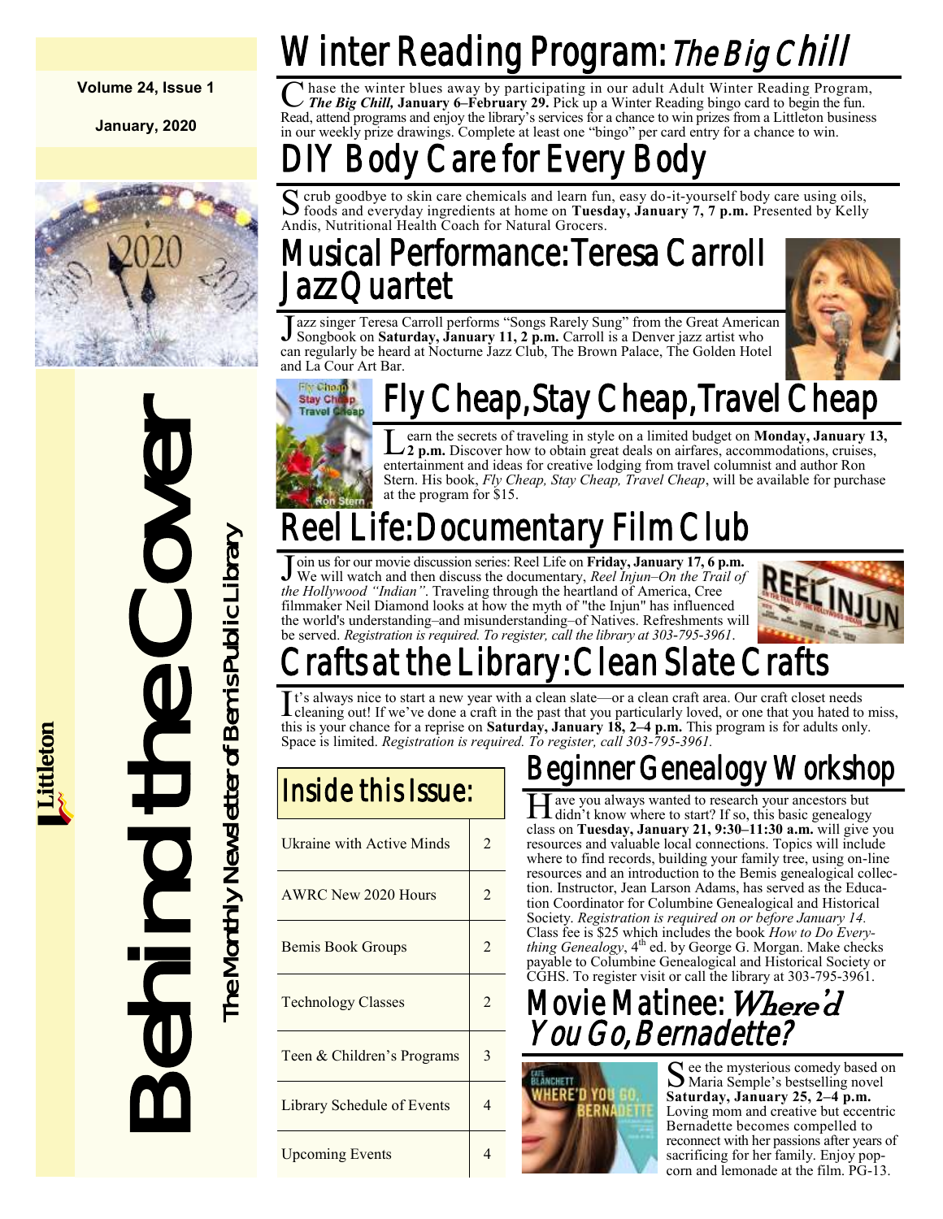Volume 24, Issue 1

January, 2020

# Behind the Cover

The Monthly Newsletter of Bemis Public Library

Littleton

## Winter Reading Program: *The Big Chill*

Chase the winter blues away by participating in our adult Adult Winter Reading Program, ***The Big Chill,*** **January 6–February 29.** Pick up a Winter Reading bingo card to begin the fun. Read, attend programs and enjoy the library's services for a chance to win prizes from a Littleton business in our weekly prize drawings. Complete at least one "bingo" per card entry for a chance to win.

## DIY Body Care for Every Body

Scrub goodbye to skin care chemicals and learn fun, easy do-it-yourself body care using oils, foods and everyday ingredients at home on **Tuesday, January 7, 7 p.m.** Presented by Kelly Andis, Nutritional Health Coach for Natural Grocers.

## Musical Performance: Teresa Carroll Jazz Quartet

Jazz singer Teresa Carroll performs "Songs Rarely Sung" from the Great American Songbook on **Saturday, January 11, 2 p.m.** Carroll is a Denver jazz artist who can regularly be heard at Nocturne Jazz Club, The Brown Palace, The Golden Hotel and La Cour Art Bar.

## Fly Cheap, Stay Cheap, Travel Cheap

Learn the secrets of traveling in style on a limited budget on **Monday, January 13, 2 p.m.** Discover how to obtain great deals on airfares, accommodations, cruises, entertainment and ideas for creative lodging from travel columnist and author Ron Stern. His book, *Fly Cheap, Stay Cheap, Travel Cheap*, will be available for purchase at the program for $15.

## Reel Life: Documentary Film Club

Join us for our movie discussion series: Reel Life on **Friday, January 17, 6 p.m.** We will watch and then discuss the documentary, *Reel Injun–On the Trail of the Hollywood "Indian"*. Traveling through the heartland of America, Cree filmmaker Neil Diamond looks at how the myth of "the Injun" has influenced the world's understanding–and misunderstanding–of Natives. Refreshments will be served. *Registration is required. To register, call the library at 303-795-3961*.

## Crafts at the Library: Clean Slate Crafts

It's always nice to start a new year with a clean slate—or a clean craft area. Our craft closet needs cleaning out! If we've done a craft in the past that you particularly loved, or one that you hated to miss, this is your chance for a reprise on **Saturday, January 18, 2–4 p.m.** This program is for adults only. Space is limited. *Registration is required. To register, call 303-795-3961.*

### Inside this Issue:

| | |
|---|---|
| Ukraine with Active Minds | 2 |
| AWRC New 2020 Hours | 2 |
| Bemis Book Groups | 2 |
| Technology Classes | 2 |
| Teen & Children's Programs | 3 |
| Library Schedule of Events | 4 |
| Upcoming Events | 4 |

## Beginner Genealogy Workshop

Have you always wanted to research your ancestors but didn't know where to start? If so, this basic genealogy class on **Tuesday, January 21, 9:30–11:30 a.m.** will give you resources and valuable local connections. Topics will include where to find records, building your family tree, using on-line resources and an introduction to the Bemis genealogical collection. Instructor, Jean Larson Adams, has served as the Education Coordinator for Columbine Genealogical and Historical Society. *Registration is required on or before January 14.* Class fee is $25 which includes the book *How to Do Everything Genealogy*, 4th ed. by George G. Morgan. Make checks payable to Columbine Genealogical and Historical Society or CGHS. To register visit or call the library at 303-795-3961.

## Movie Matinee: *Where'd You Go, Bernadette?*

See the mysterious comedy based on Maria Semple's bestselling novel **Saturday, January 25, 2–4 p.m.** Loving mom and creative but eccentric Bernadette becomes compelled to reconnect with her passions after years of sacrificing for her family. Enjoy popcorn and lemonade at the film. PG-13.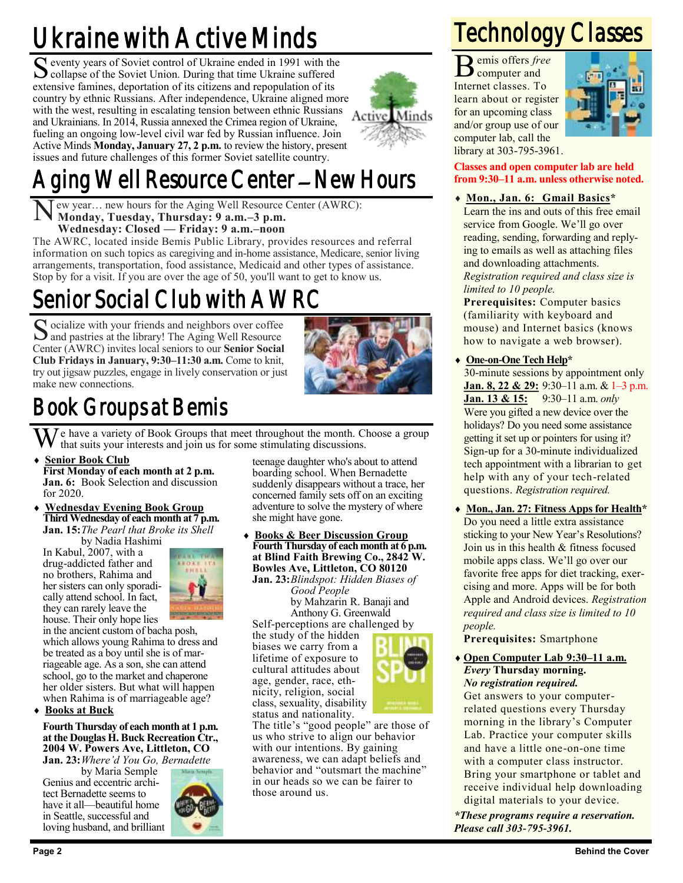# Ukraine with Active Minds

Seventy years of Soviet control of Ukraine ended in 1991 with the collapse of the Soviet Union. During that time Ukraine suffered extensive famines, deportation of its citizens and repopulation of its country by ethnic Russians. After independence, Ukraine aligned more with the west, resulting in escalating tension between ethnic Russians and Ukrainians. In 2014, Russia annexed the Crimea region of Ukraine, fueling an ongoing low-level civil war fed by Russian influence. Join Active Minds **Monday, January 27, 2 p.m.** to review the history, present issues and future challenges of this former Soviet satellite country.

# Aging Well Resource Center—New Hours

New year… new hours for the Aging Well Resource Center (AWRC):
**Monday, Tuesday, Thursday: 9 a.m.–3 p.m.**
**Wednesday: Closed — Friday: 9 a.m.–noon**

The AWRC, located inside Bemis Public Library, provides resources and referral information on such topics as caregiving and in-home assistance, Medicare, senior living arrangements, transportation, food assistance, Medicaid and other types of assistance. Stop by for a visit. If you are over the age of 50, you'll want to get to know us.

# Senior Social Club with AWRC

Socialize with your friends and neighbors over coffee and pastries at the library! The Aging Well Resource Center (AWRC) invites local seniors to our **Senior Social Club Fridays in January, 9:30–11:30 a.m.** Come to knit, try out jigsaw puzzles, engage in lively conservation or just make new connections.

# Book Groups at Bemis

We have a variety of Book Groups that meet throughout the month. Choose a group that suits your interests and join us for some stimulating discussions.

- **Senior Book Club**
  **First Monday of each month at 2 p.m.**
  **Jan. 6:** Book Selection and discussion for 2020.

- **Wednesday Evening Book Group**
  **Third Wednesday of each month at 7 p.m.**
  **Jan. 15:** *The Pearl that Broke its Shell* by Nadia Hashimi
  In Kabul, 2007, with a drug-addicted father and no brothers, Rahima and her sisters can only sporadically attend school. In fact, they can rarely leave the house. Their only hope lies in the ancient custom of bacha posh, which allows young Rahima to dress and be treated as a boy until she is of marriageable age. As a son, she can attend school, go to the market and chaperone her older sisters. But what will happen when Rahima is of marriageable age?

- **Books at Buck**
  **Fourth Thursday of each month at 1 p.m. at the Douglas H. Buck Recreation Ctr., 2004 W. Powers Ave, Littleton, CO**
  **Jan. 23:** *Where'd You Go, Bernadette* by Maria Semple
  Genius and eccentric architect Bernadette seems to have it all—beautiful home in Seattle, successful and loving husband, and brilliant teenage daughter who's about to attend boarding school. When Bernadette suddenly disappears without a trace, her concerned family sets off on an exciting adventure to solve the mystery of where she might have gone.

- **Books & Beer Discussion Group**
  **Fourth Thursday of each month at 6 p.m. at Blind Faith Brewing Co., 2842 W. Bowles Ave, Littleton, CO 80120**
  **Jan. 23:** *Blindspot: Hidden Biases of Good People* by Mahzarin R. Banaji and Anthony G. Greenwald
  Self-perceptions are challenged by the study of the hidden biases we carry from a lifetime of exposure to cultural attitudes about age, gender, race, ethnicity, religion, social class, sexuality, disability status and nationality. The title's "good people" are those of us who strive to align our behavior with our intentions. By gaining awareness, we can adapt beliefs and behavior and "outsmart the machine" in our heads so we can be fairer to those around us.

# Technology Classes

Bemis offers *free* computer and Internet classes. To learn about or register for an upcoming class and/or group use of our computer lab, call the library at 303-795-3961.

**Classes and open computer lab are held from 9:30–11 a.m. unless otherwise noted.**

- **Mon., Jan. 6: Gmail Basics***
  Learn the ins and outs of this free email service from Google. We'll go over reading, sending, forwarding and replying to emails as well as attaching files and downloading attachments. *Registration required and class size is limited to 10 people.*
  **Prerequisites:** Computer basics (familiarity with keyboard and mouse) and Internet basics (knows how to navigate a web browser).

- **One-on-One Tech Help***
  30-minute sessions by appointment only
  **Jan. 8, 22 & 29:** 9:30–11 a.m. & 1–3 p.m.
  **Jan. 13 & 15:** 9:30–11 a.m. *only*
  Were you gifted a new device over the holidays? Do you need some assistance getting it set up or pointers for using it? Sign-up for a 30-minute individualized tech appointment with a librarian to get help with any of your tech-related questions. *Registration required.*

- **Mon., Jan. 27: Fitness Apps for Health***
  Do you need a little extra assistance sticking to your New Year's Resolutions? Join us in this health & fitness focused mobile apps class. We'll go over our favorite free apps for diet tracking, exercising and more. Apps will be for both Apple and Android devices. *Registration required and class size is limited to 10 people.*
  **Prerequisites:** Smartphone

- **Open Computer Lab 9:30–11 a.m.**
  ***Every* Thursday morning.**
  ***No registration required.***
  Get answers to your computer-related questions every Thursday morning in the library's Computer Lab. Practice your computer skills and have a little one-on-one time with a computer class instructor. Bring your smartphone or tablet and receive individual help downloading digital materials to your device.

***These programs require a reservation. Please call 303-795-3961.***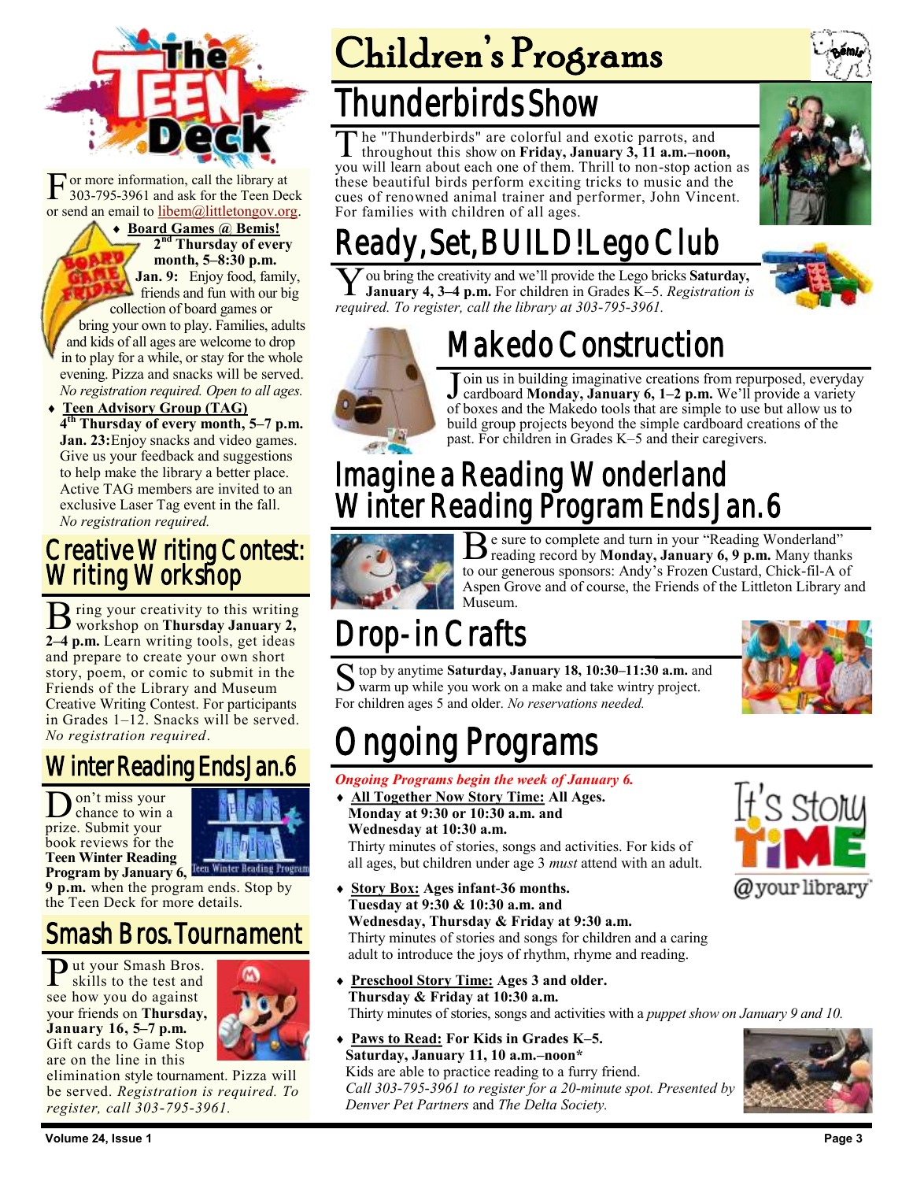For more information, call the library at 303-795-3961 and ask for the Teen Deck or send an email to libem@littletongov.org.

- **Board Games @ Bemis!** **2nd Thursday of every month, 5–8:30 p.m.** **Jan. 9:** Enjoy food, family, friends and fun with our big collection of board games or bring your own to play. Families, adults and kids of all ages are welcome to drop in to play for a while, or stay for the whole evening. Pizza and snacks will be served. *No registration required. Open to all ages.*
- **Teen Advisory Group (TAG)** **4th Thursday of every month, 5–7 p.m.** **Jan. 23:** Enjoy snacks and video games. Give us your feedback and suggestions to help make the library a better place. Active TAG members are invited to an exclusive Laser Tag event in the fall. *No registration required.*

## Creative Writing Contest: Writing Workshop

Bring your creativity to this writing workshop on **Thursday January 2, 2–4 p.m.** Learn writing tools, get ideas and prepare to create your own short story, poem, or comic to submit in the Friends of the Library and Museum Creative Writing Contest. For participants in Grades 1–12. Snacks will be served. *No registration required*.

## Winter Reading Ends Jan. 6

Don't miss your chance to win a prize. Submit your book reviews for the **Teen Winter Reading Program by January 6, 9 p.m.** when the program ends. Stop by the Teen Deck for more details.

## Smash Bros. Tournament

Put your Smash Bros. skills to the test and see how you do against your friends on **Thursday, January 16, 5–7 p.m.** Gift cards to Game Stop are on the line in this elimination style tournament. Pizza will be served. *Registration is required. To register, call 303-795-3961.*

# Children's Programs

## Thunderbirds Show

The "Thunderbirds" are colorful and exotic parrots, and throughout this show on **Friday, January 3, 11 a.m.–noon,** you will learn about each one of them. Thrill to non-stop action as these beautiful birds perform exciting tricks to music and the cues of renowned animal trainer and performer, John Vincent. For families with children of all ages.

## Ready, Set, BUILD! Lego Club

You bring the creativity and we'll provide the Lego bricks **Saturday, January 4, 3–4 p.m.** For children in Grades K–5. *Registration is required. To register, call the library at 303-795-3961.*

## Makedo Construction

Join us in building imaginative creations from repurposed, everyday cardboard **Monday, January 6, 1–2 p.m.** We'll provide a variety of boxes and the Makedo tools that are simple to use but allow us to build group projects beyond the simple cardboard creations of the past. For children in Grades K–5 and their caregivers.

## Imagine a Reading Wonderland Winter Reading Program Ends Jan. 6

Be sure to complete and turn in your "Reading Wonderland" reading record by **Monday, January 6, 9 p.m.** Many thanks to our generous sponsors: Andy's Frozen Custard, Chick-fil-A of Aspen Grove and of course, the Friends of the Littleton Library and Museum.

## Drop-in Crafts

Stop by anytime **Saturday, January 18, 10:30–11:30 a.m.** and warm up while you work on a make and take wintry project. For children ages 5 and older. *No reservations needed.*

## Ongoing Programs

***Ongoing Programs begin the week of January 6.***

- **All Together Now Story Time: All Ages.** **Monday at 9:30 or 10:30 a.m. and Wednesday at 10:30 a.m.** Thirty minutes of stories, songs and activities. For kids of all ages, but children under age 3 *must* attend with an adult.
- **Story Box: Ages infant-36 months.** **Tuesday at 9:30 & 10:30 a.m. and Wednesday, Thursday & Friday at 9:30 a.m.** Thirty minutes of stories and songs for children and a caring adult to introduce the joys of rhythm, rhyme and reading.
- **Preschool Story Time: Ages 3 and older.** **Thursday & Friday at 10:30 a.m.** Thirty minutes of stories, songs and activities with a *puppet show on January 9 and 10.*
- **Paws to Read: For Kids in Grades K–5.** **Saturday, January 11, 10 a.m.–noon\*** Kids are able to practice reading to a furry friend. *Call 303-795-3961 to register for a 20-minute spot. Presented by Denver Pet Partners* and *The Delta Society.*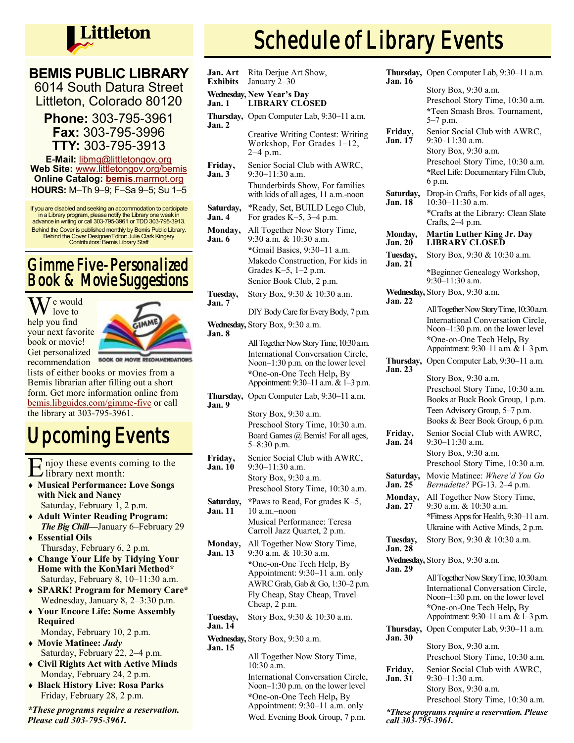# Littleton

## BEMIS PUBLIC LIBRARY

6014 South Datura Street
Littleton, Colorado 80120

**Phone:** 303-795-3961
**Fax:** 303-795-3996
**TTY:** 303-795-3913

**E-Mail:** libmg@littletongov.org
**Web Site:** www.littletongov.org/bemis
**Online Catalog:** **bemis**.marmot.org
**HOURS:** M–Th 9–9; F–Sa 9–5; Su 1–5

If you are disabled and seeking an accommodation to participate in a Library program, please notify the Library one week in advance in writing or call 303-795-3961 or TDD 303-795-3913.

Behind the Cover is published monthly by Bemis Public Library.
Behind the Cover Designer/Editor: Julie Clark Kingery
Contributors: Bemis Library Staff

## Gimme Five-Personalized Book & Movie Suggestions

We would love to help you find your next favorite book or movie! Get personalized recommendation lists of either books or movies from a Bemis librarian after filling out a short form. Get more information online from bemis.libguides.com/gimme-five or call the library at 303-795-3961.

## Upcoming Events

Enjoy these events coming to the library next month:

- **Musical Performance: Love Songs with Nick and Nancy**
  Saturday, February 1, 2 p.m.
- **Adult Winter Reading Program: *The Big Chill***—January 6–February 29
- **Essential Oils**
  Thursday, February 6, 2 p.m.
- **Change Your Life by Tidying Your Home with the KonMari Method***
  Saturday, February 8, 10–11:30 a.m.
- **SPARK! Program for Memory Care***
  Wednesday, January 8, 2–3:30 p.m.
- **Your Encore Life: Some Assembly Required**
  Monday, February 10, 2 p.m.
- **Movie Matinee: *Judy***
  Saturday, February 22, 2–4 p.m.
- **Civil Rights Act with Active Minds**
  Monday, February 24, 2 p.m.
- **Black History Live: Rosa Parks**
  Friday, February 28, 2 p.m.

***These programs require a reservation. Please call 303-795-3961.***

# Schedule of Library Events

**Jan. Art Exhibits** — Rita Derjue Art Show, January 2–30

**Wednesday, Jan. 1** — **New Year's Day LIBRARY CLOSED**

**Thursday, Jan. 2**
- Open Computer Lab, 9:30–11 a.m.
- Creative Writing Contest: Writing Workshop, For Grades 1–12, 2–4 p.m.

**Friday, Jan. 3**
- Senior Social Club with AWRC, 9:30–11:30 a.m.
- Thunderbirds Show, For families with kids of all ages, 11 a.m.-noon

**Saturday, Jan. 4**
- *Ready, Set, BUILD Lego Club, For grades K–5, 3–4 p.m.

**Monday, Jan. 6**
- All Together Now Story Time, 9:30 a.m. & 10:30 a.m.
- *Gmail Basics, 9:30–11 a.m.
- Makedo Construction, For kids in Grades K–5, 1–2 p.m.
- Senior Book Club, 2 p.m.

**Tuesday, Jan. 7**
- Story Box, 9:30 & 10:30 a.m.
- DIY Body Care for Every Body, 7 p.m.

**Wednesday, Jan. 8**
- Story Box, 9:30 a.m.
- All Together Now Story Time, 10:30 a.m.
- International Conversation Circle, Noon–1:30 p.m. on the lower level
- *One-on-One Tech Help, By Appointment: 9:30–11 a.m. & 1–3 p.m.

**Thursday, Jan. 9**
- Open Computer Lab, 9:30–11 a.m.
- Story Box, 9:30 a.m.
- Preschool Story Time, 10:30 a.m.
- Board Games @ Bemis! For all ages, 5–8:30 p.m.

**Friday, Jan. 10**
- Senior Social Club with AWRC, 9:30–11:30 a.m.
- Story Box, 9:30 a.m.
- Preschool Story Time, 10:30 a.m.

**Saturday, Jan. 11**
- *Paws to Read, For grades K–5, 10 a.m.–noon
- Musical Performance: Teresa Carroll Jazz Quartet, 2 p.m.

**Monday, Jan. 13**
- All Together Now Story Time, 9:30 a.m. & 10:30 a.m.
- *One-on-One Tech Help, By Appointment: 9:30–11 a.m. only
- AWRC Grab, Gab & Go, 1:30–2 p.m.
- Fly Cheap, Stay Cheap, Travel Cheap, 2 p.m.

**Tuesday, Jan. 14**
- Story Box, 9:30 & 10:30 a.m.

**Wednesday, Jan. 15**
- Story Box, 9:30 a.m.
- All Together Now Story Time, 10:30 a.m.
- International Conversation Circle, Noon–1:30 p.m. on the lower level
- *One-on-One Tech Help, By Appointment: 9:30–11 a.m. only
- Wed. Evening Book Group, 7 p.m.

**Thursday, Jan. 16**
- Open Computer Lab, 9:30–11 a.m.
- Story Box, 9:30 a.m.
- Preschool Story Time, 10:30 a.m.
- *Teen Smash Bros. Tournament, 5–7 p.m.

**Friday, Jan. 17**
- Senior Social Club with AWRC, 9:30–11:30 a.m.
- Story Box, 9:30 a.m.
- Preschool Story Time, 10:30 a.m.
- *Reel Life: Documentary Film Club, 6 p.m.

**Saturday, Jan. 18**
- Drop-in Crafts, For kids of all ages, 10:30–11:30 a.m.
- *Crafts at the Library: Clean Slate Crafts, 2–4 p.m.

**Monday, Jan. 20** — **Martin Luther King Jr. Day LIBRARY CLOSED**

**Tuesday, Jan. 21**
- Story Box, 9:30 & 10:30 a.m.
- *Beginner Genealogy Workshop, 9:30–11:30 a.m.

**Wednesday, Jan. 22**
- Story Box, 9:30 a.m.
- All Together Now Story Time, 10:30 a.m.
- International Conversation Circle, Noon–1:30 p.m. on the lower level
- *One-on-One Tech Help, By Appointment: 9:30–11 a.m. & 1–3 p.m.

**Thursday, Jan. 23**
- Open Computer Lab, 9:30–11 a.m.
- Story Box, 9:30 a.m.
- Preschool Story Time, 10:30 a.m.
- Books at Buck Book Group, 1 p.m.
- Teen Advisory Group, 5–7 p.m.
- Books & Beer Book Group, 6 p.m.

**Friday, Jan. 24**
- Senior Social Club with AWRC, 9:30–11:30 a.m.
- Story Box, 9:30 a.m.
- Preschool Story Time, 10:30 a.m.

**Saturday, Jan. 25**
- Movie Matinee: *Where'd You Go Bernadette?* PG-13. 2–4 p.m.

**Monday, Jan. 27**
- All Together Now Story Time, 9:30 a.m. & 10:30 a.m.
- *Fitness Apps for Health, 9:30–11 a.m.
- Ukraine with Active Minds, 2 p.m.

**Tuesday, Jan. 28**
- Story Box, 9:30 & 10:30 a.m.

**Wednesday, Jan. 29**
- Story Box, 9:30 a.m.
- All Together Now Story Time, 10:30 a.m.
- International Conversation Circle, Noon–1:30 p.m. on the lower level
- *One-on-One Tech Help, By Appointment: 9:30–11 a.m. & 1–3 p.m.

**Thursday, Jan. 30**
- Open Computer Lab, 9:30–11 a.m.
- Story Box, 9:30 a.m.
- Preschool Story Time, 10:30 a.m.

**Friday, Jan. 31**
- Senior Social Club with AWRC, 9:30–11:30 a.m.
- Story Box, 9:30 a.m.
- Preschool Story Time, 10:30 a.m.

***These programs require a reservation. Please call 303-795-3961.***